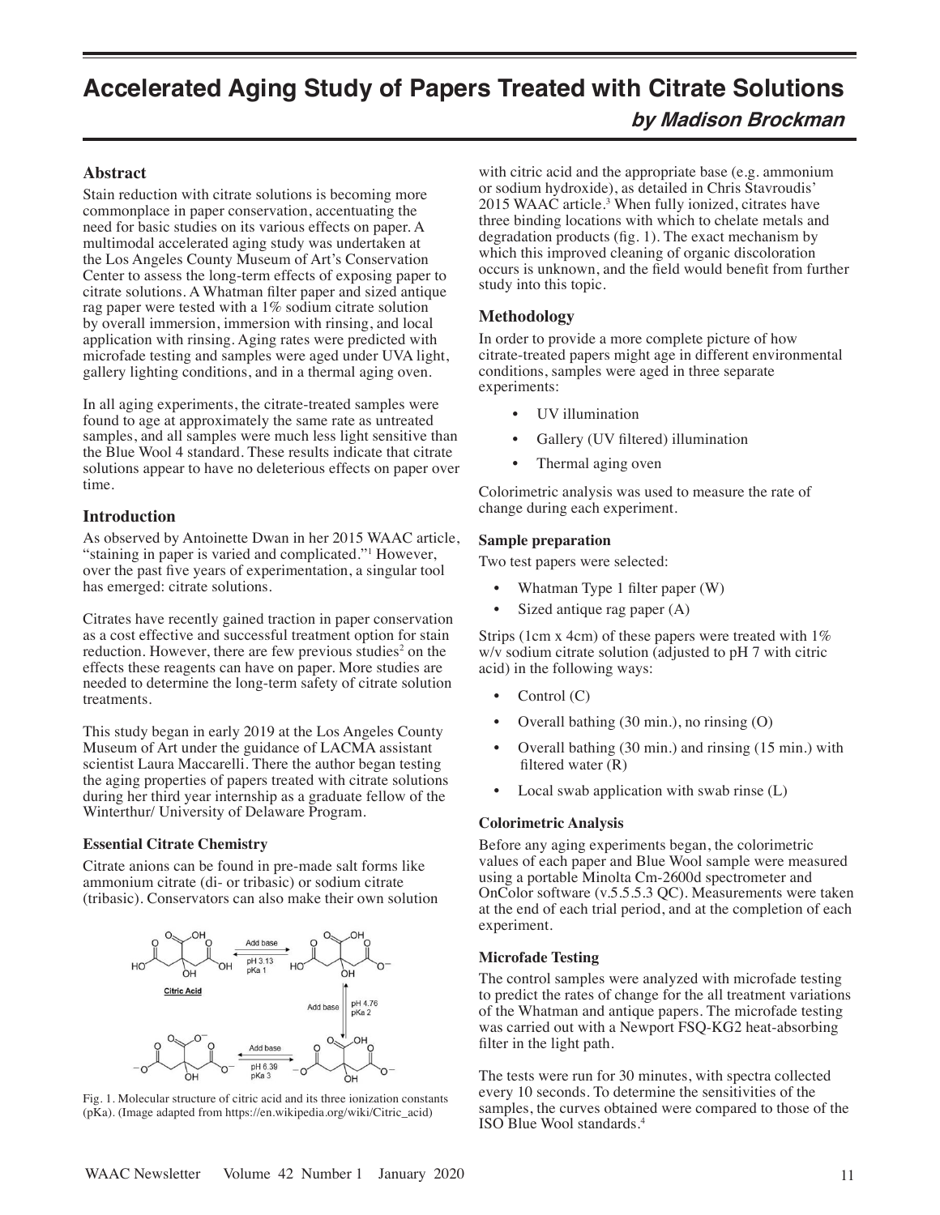# Accelerated Aging Study of Papers Treated with Citrate Solutions

***by Madison Brockman***

## Abstract

Stain reduction with citrate solutions is becoming more commonplace in paper conservation, accentuating the need for basic studies on its various effects on paper. A multimodal accelerated aging study was undertaken at the Los Angeles County Museum of Art's Conservation Center to assess the long-term effects of exposing paper to citrate solutions. A Whatman filter paper and sized antique rag paper were tested with a 1% sodium citrate solution by overall immersion, immersion with rinsing, and local application with rinsing. Aging rates were predicted with microfade testing and samples were aged under UVA light, gallery lighting conditions, and in a thermal aging oven.

In all aging experiments, the citrate-treated samples were found to age at approximately the same rate as untreated samples, and all samples were much less light sensitive than the Blue Wool 4 standard. These results indicate that citrate solutions appear to have no deleterious effects on paper over time.

## Introduction

As observed by Antoinette Dwan in her 2015 WAAC article, "staining in paper is varied and complicated."[1] However, over the past five years of experimentation, a singular tool has emerged: citrate solutions.

Citrates have recently gained traction in paper conservation as a cost effective and successful treatment option for stain reduction. However, there are few previous studies[2] on the effects these reagents can have on paper. More studies are needed to determine the long-term safety of citrate solution treatments.

This study began in early 2019 at the Los Angeles County Museum of Art under the guidance of LACMA assistant scientist Laura Maccarelli. There the author began testing the aging properties of papers treated with citrate solutions during her third year internship as a graduate fellow of the Winterthur/ University of Delaware Program.

### Essential Citrate Chemistry

Citrate anions can be found in pre-made salt forms like ammonium citrate (di- or tribasic) or sodium citrate (tribasic). Conservators can also make their own solution with citric acid and the appropriate base (e.g. ammonium or sodium hydroxide), as detailed in Chris Stavroudis' 2015 WAAC article.[3] When fully ionized, citrates have three binding locations with which to chelate metals and degradation products (fig. 1). The exact mechanism by which this improved cleaning of organic discoloration occurs is unknown, and the field would benefit from further study into this topic.

Fig. 1. Molecular structure of citric acid and its three ionization constants (pKa). (Image adapted from https://en.wikipedia.org/wiki/Citric_acid)

## Methodology

In order to provide a more complete picture of how citrate-treated papers might age in different environmental conditions, samples were aged in three separate experiments:

- UV illumination
- Gallery (UV filtered) illumination
- Thermal aging oven

Colorimetric analysis was used to measure the rate of change during each experiment.

### Sample preparation

Two test papers were selected:

- Whatman Type 1 filter paper (W)
- Sized antique rag paper (A)

Strips (1cm x 4cm) of these papers were treated with 1% w/v sodium citrate solution (adjusted to pH 7 with citric acid) in the following ways:

- Control (C)
- Overall bathing (30 min.), no rinsing (O)
- Overall bathing (30 min.) and rinsing (15 min.) with filtered water (R)
- Local swab application with swab rinse (L)

### Colorimetric Analysis

Before any aging experiments began, the colorimetric values of each paper and Blue Wool sample were measured using a portable Minolta Cm-2600d spectrometer and OnColor software (v.5.5.5.3 QC). Measurements were taken at the end of each trial period, and at the completion of each experiment.

### Microfade Testing

The control samples were analyzed with microfade testing to predict the rates of change for the all treatment variations of the Whatman and antique papers. The microfade testing was carried out with a Newport FSQ-KG2 heat-absorbing filter in the light path.

The tests were run for 30 minutes, with spectra collected every 10 seconds. To determine the sensitivities of the samples, the curves obtained were compared to those of the ISO Blue Wool standards.[4]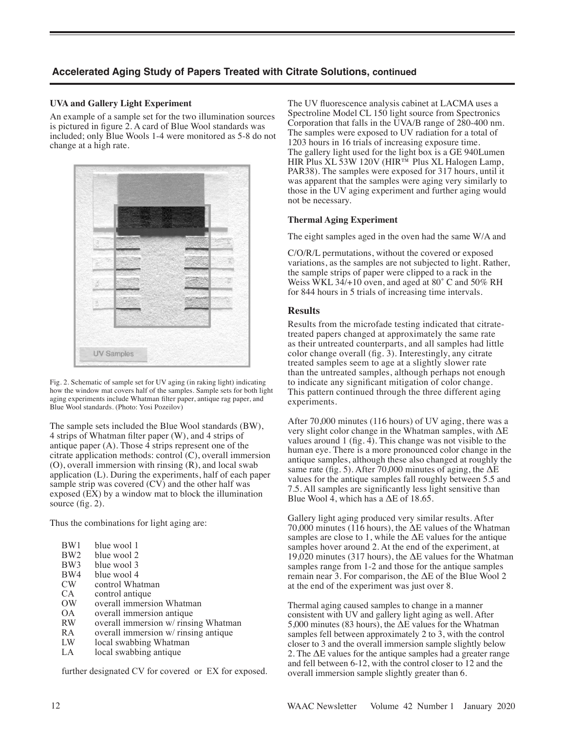## Accelerated Aging Study of Papers Treated with Citrate Solutions, continued

### UVA and Gallery Light Experiment

An example of a sample set for the two illumination sources is pictured in figure 2. A card of Blue Wool standards was included; only Blue Wools 1-4 were monitored as 5-8 do not change at a high rate.

Fig. 2. Schematic of sample set for UV aging (in raking light) indicating how the window mat covers half of the samples. Sample sets for both light aging experiments include Whatman filter paper, antique rag paper, and Blue Wool standards. (Photo: Yosi Pozeilov)

The sample sets included the Blue Wool standards (BW), 4 strips of Whatman filter paper (W), and 4 strips of antique paper (A). Those 4 strips represent one of the citrate application methods: control (C), overall immersion (O), overall immersion with rinsing (R), and local swab application (L). During the experiments, half of each paper sample strip was covered (CV) and the other half was exposed (EX) by a window mat to block the illumination source (fig. 2).

Thus the combinations for light aging are:

| | |
|---|---|
| BW1 | blue wool 1 |
| BW2 | blue wool 2 |
| BW3 | blue wool 3 |
| BW4 | blue wool 4 |
| CW | control Whatman |
| CA | control antique |
| OW | overall immersion Whatman |
| OA | overall immersion antique |
| RW | overall immersion w/ rinsing Whatman |
| RA | overall immersion w/ rinsing antique |
| LW | local swabbing Whatman |
| LA | local swabbing antique |

further designated CV for covered or EX for exposed.

The UV fluorescence analysis cabinet at LACMA uses a Spectroline Model CL 150 light source from Spectronics Corporation that falls in the UVA/B range of 280-400 nm. The samples were exposed to UV radiation for a total of 1203 hours in 16 trials of increasing exposure time. The gallery light used for the light box is a GE 940Lumen HIR Plus XL 53W 120V (HIR™ Plus XL Halogen Lamp, PAR38). The samples were exposed for 317 hours, until it was apparent that the samples were aging very similarly to those in the UV aging experiment and further aging would not be necessary.

### Thermal Aging Experiment

The eight samples aged in the oven had the same W/A and

C/O/R/L permutations, without the covered or exposed variations, as the samples are not subjected to light. Rather, the sample strips of paper were clipped to a rack in the Weiss WKL 34/+10 oven, and aged at 80° C and 50% RH for 844 hours in 5 trials of increasing time intervals.

## Results

Results from the microfade testing indicated that citrate-treated papers changed at approximately the same rate as their untreated counterparts, and all samples had little color change overall (fig. 3). Interestingly, any citrate treated samples seem to age at a slightly slower rate than the untreated samples, although perhaps not enough to indicate any significant mitigation of color change. This pattern continued through the three different aging experiments.

After 70,000 minutes (116 hours) of UV aging, there was a very slight color change in the Whatman samples, with ΔE values around 1 (fig. 4). This change was not visible to the human eye. There is a more pronounced color change in the antique samples, although these also changed at roughly the same rate (fig. 5). After 70,000 minutes of aging, the ΔE values for the antique samples fall roughly between 5.5 and 7.5. All samples are significantly less light sensitive than Blue Wool 4, which has a ΔE of 18.65.

Gallery light aging produced very similar results. After 70,000 minutes (116 hours), the ΔE values of the Whatman samples are close to 1, while the ΔE values for the antique samples hover around 2. At the end of the experiment, at 19,020 minutes (317 hours), the ΔE values for the Whatman samples range from 1-2 and those for the antique samples remain near 3. For comparison, the ΔE of the Blue Wool 2 at the end of the experiment was just over 8.

Thermal aging caused samples to change in a manner consistent with UV and gallery light aging as well. After 5,000 minutes (83 hours), the ΔE values for the Whatman samples fell between approximately 2 to 3, with the control closer to 3 and the overall immersion sample slightly below 2. The ΔE values for the antique samples had a greater range and fell between 6-12, with the control closer to 12 and the overall immersion sample slightly greater than 6.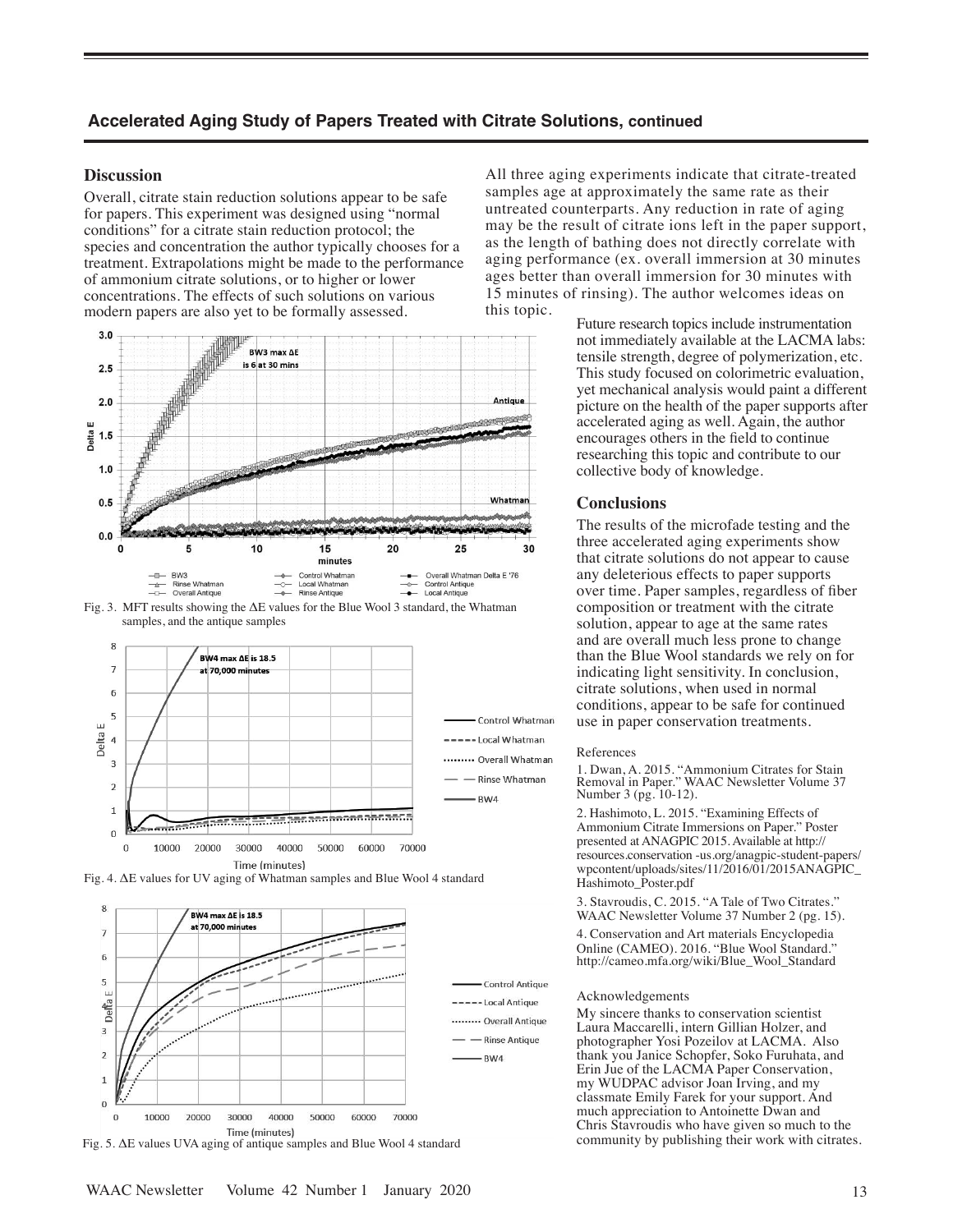## Accelerated Aging Study of Papers Treated with Citrate Solutions, continued

### Discussion

Overall, citrate stain reduction solutions appear to be safe for papers. This experiment was designed using "normal conditions" for a citrate stain reduction protocol; the species and concentration the author typically chooses for a treatment. Extrapolations might be made to the performance of ammonium citrate solutions, or to higher or lower concentrations. The effects of such solutions on various modern papers are also yet to be formally assessed.

All three aging experiments indicate that citrate-treated samples age at approximately the same rate as their untreated counterparts. Any reduction in rate of aging may be the result of citrate ions left in the paper support, as the length of bathing does not directly correlate with aging performance (ex. overall immersion at 30 minutes ages better than overall immersion for 30 minutes with 15 minutes of rinsing). The author welcomes ideas on this topic.

Future research topics include instrumentation not immediately available at the LACMA labs: tensile strength, degree of polymerization, etc. This study focused on colorimetric evaluation, yet mechanical analysis would paint a different picture on the health of the paper supports after accelerated aging as well. Again, the author encourages others in the field to continue researching this topic and contribute to our collective body of knowledge.

BW3 max ΔE is 6 at 30 mins

Antique

Whatman

Delta E

minutes

BW3
Rinse Whatman
Overall Antique
Control Whatman
Local Whatman
Rinse Antique
Overall Whatman Delta E '76
Control Antique
Local Antique

Fig. 3. MFT results showing the ΔE values for the Blue Wool 3 standard, the Whatman samples, and the antique samples

BW4 max ΔE is 18.5 at 70,000 minutes

Delta E

Time (minutes)

Control Whatman
Local Whatman
Overall Whatman
Rinse Whatman
BW4

Fig. 4. ΔE values for UV aging of Whatman samples and Blue Wool 4 standard

BW4 max ΔE is 18.5 at 70,000 minutes

Delta E

Time (minutes)

Control Antique
Local Antique
Overall Antique
Rinse Antique
BW4

Fig. 5. ΔE values UVA aging of antique samples and Blue Wool 4 standard

### Conclusions

The results of the microfade testing and the three accelerated aging experiments show that citrate solutions do not appear to cause any deleterious effects to paper supports over time. Paper samples, regardless of fiber composition or treatment with the citrate solution, appear to age at the same rates and are overall much less prone to change than the Blue Wool standards we rely on for indicating light sensitivity. In conclusion, citrate solutions, when used in normal conditions, appear to be safe for continued use in paper conservation treatments.

#### References

1. Dwan, A. 2015. "Ammonium Citrates for Stain Removal in Paper." WAAC Newsletter Volume 37 Number 3 (pg. 10-12).

2. Hashimoto, L. 2015. "Examining Effects of Ammonium Citrate Immersions on Paper." Poster presented at ANAGPIC 2015. Available at http://resources.conservation -us.org/anagpic-student-papers/wpcontent/uploads/sites/11/2016/01/2015ANAGPIC_Hashimoto_Poster.pdf

3. Stavroudis, C. 2015. "A Tale of Two Citrates." WAAC Newsletter Volume 37 Number 2 (pg. 15).

4. Conservation and Art materials Encyclopedia Online (CAMEO). 2016. "Blue Wool Standard." http://cameo.mfa.org/wiki/Blue_Wool_Standard

#### Acknowledgements

My sincere thanks to conservation scientist Laura Maccarelli, intern Gillian Holzer, and photographer Yosi Pozeilov at LACMA. Also thank you Janice Schopfer, Soko Furuhata, and Erin Jue of the LACMA Paper Conservation, my WUDPAC advisor Joan Irving, and my classmate Emily Farek for your support. And much appreciation to Antoinette Dwan and Chris Stavroudis who have given so much to the community by publishing their work with citrates.